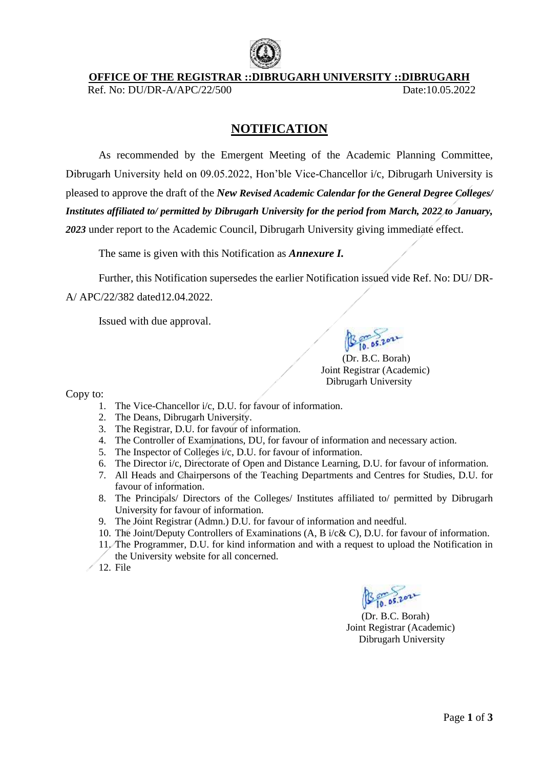**OFFICE OF THE REGISTRAR ::DIBRUGARH UNIVERSITY ::DIBRUGARH**

Ref. No: DU/DR-A/APC/22/500 Date:10.05.2022

## NOTIFICATION

As recommended by the Emergent Meeting of the Academic Planning Committee, Dibrugarh University held on 09.05.2022, Hon'ble Vice-Chancellor i/c, Dibrugarh University is pleased to approve the draft of the ***New Revised Academic Calendar for the General Degree Colleges/ Institutes affiliated to/ permitted by Dibrugarh University for the period from March, 2022 to January, 2023*** under report to the Academic Council, Dibrugarh University giving immediate effect.

The same is given with this Notification as ***Annexure I.***

Further, this Notification supersedes the earlier Notification issued vide Ref. No: DU/ DR-A/ APC/22/382 dated12.04.2022.

Issued with due approval.

(Dr. B.C. Borah)
Joint Registrar (Academic)
Dibrugarh University

Copy to:

1. The Vice-Chancellor i/c, D.U. for favour of information.
2. The Deans, Dibrugarh University.
3. The Registrar, D.U. for favour of information.
4. The Controller of Examinations, DU, for favour of information and necessary action.
5. The Inspector of Colleges i/c, D.U. for favour of information.
6. The Director i/c, Directorate of Open and Distance Learning, D.U. for favour of information.
7. All Heads and Chairpersons of the Teaching Departments and Centres for Studies, D.U. for favour of information.
8. The Principals/ Directors of the Colleges/ Institutes affiliated to/ permitted by Dibrugarh University for favour of information.
9. The Joint Registrar (Admn.) D.U. for favour of information and needful.
10. The Joint/Deputy Controllers of Examinations (A, B i/c& C), D.U. for favour of information.
11. The Programmer, D.U. for kind information and with a request to upload the Notification in the University website for all concerned.
12. File

(Dr. B.C. Borah)
Joint Registrar (Academic)
Dibrugarh University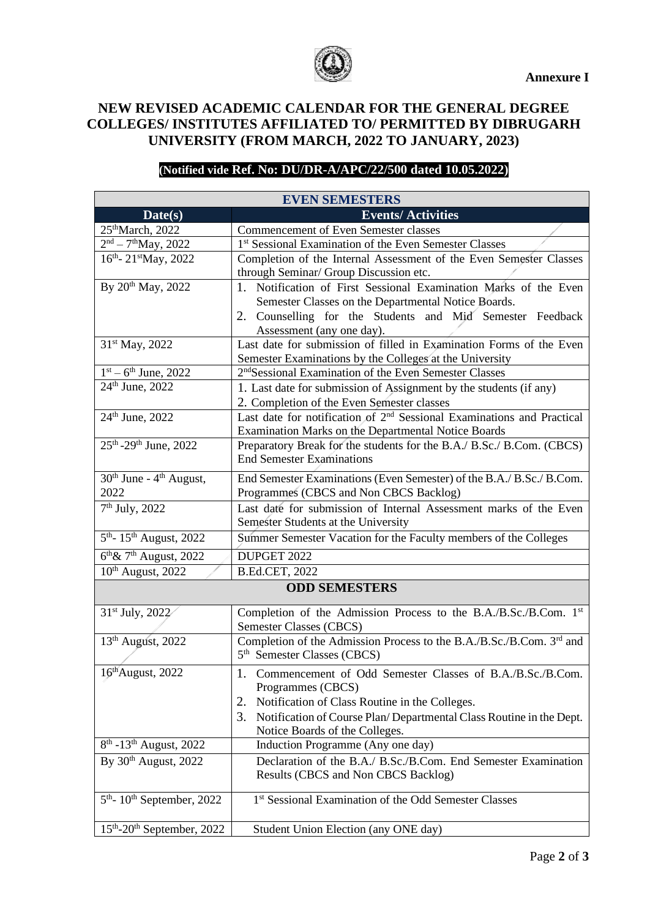**Annexure I**

# NEW REVISED ACADEMIC CALENDAR FOR THE GENERAL DEGREE COLLEGES/ INSTITUTES AFFILIATED TO/ PERMITTED BY DIBRUGARH UNIVERSITY (FROM MARCH, 2022 TO JANUARY, 2023)

**(Notified vide Ref. No: DU/DR-A/APC/22/500 dated 10.05.2022)**

| **EVEN SEMESTERS** | |
|---|---|
| **Date(s)** | **Events/ Activities** |
| 25th March, 2022 | Commencement of Even Semester classes |
| 2nd – 7th May, 2022 | 1st Sessional Examination of the Even Semester Classes |
| 16th- 21st May, 2022 | Completion of the Internal Assessment of the Even Semester Classes through Seminar/ Group Discussion etc. |
| By 20th May, 2022 | 1. Notification of First Sessional Examination Marks of the Even Semester Classes on the Departmental Notice Boards.<br>2. Counselling for the Students and Mid Semester Feedback Assessment (any one day). |
| 31st May, 2022 | Last date for submission of filled in Examination Forms of the Even Semester Examinations by the Colleges at the University |
| 1st – 6th June, 2022 | 2nd Sessional Examination of the Even Semester Classes |
| 24th June, 2022 | 1. Last date for submission of Assignment by the students (if any)<br>2. Completion of the Even Semester classes |
| 24th June, 2022 | Last date for notification of 2nd Sessional Examinations and Practical Examination Marks on the Departmental Notice Boards |
| 25th -29th June, 2022 | Preparatory Break for the students for the B.A./ B.Sc./ B.Com. (CBCS) End Semester Examinations |
| 30th June - 4th August, 2022 | End Semester Examinations (Even Semester) of the B.A./ B.Sc./ B.Com. Programmes (CBCS and Non CBCS Backlog) |
| 7th July, 2022 | Last date for submission of Internal Assessment marks of the Even Semester Students at the University |
| 5th- 15th August, 2022 | Summer Semester Vacation for the Faculty members of the Colleges |
| 6th & 7th August, 2022 | DUPGET 2022 |
| 10th August, 2022 | B.Ed.CET, 2022 |
| **ODD SEMESTERS** | |
| 31st July, 2022 | Completion of the Admission Process to the B.A./B.Sc./B.Com. 1st Semester Classes (CBCS) |
| 13th August, 2022 | Completion of the Admission Process to the B.A./B.Sc./B.Com. 3rd and 5th Semester Classes (CBCS) |
| 16th August, 2022 | 1. Commencement of Odd Semester Classes of B.A./B.Sc./B.Com. Programmes (CBCS)<br>2. Notification of Class Routine in the Colleges.<br>3. Notification of Course Plan/ Departmental Class Routine in the Dept. Notice Boards of the Colleges. |
| 8th -13th August, 2022 | Induction Programme (Any one day) |
| By 30th August, 2022 | Declaration of the B.A./ B.Sc./B.Com. End Semester Examination Results (CBCS and Non CBCS Backlog) |
| 5th- 10th September, 2022 | 1st Sessional Examination of the Odd Semester Classes |
| 15th-20th September, 2022 | Student Union Election (any ONE day) |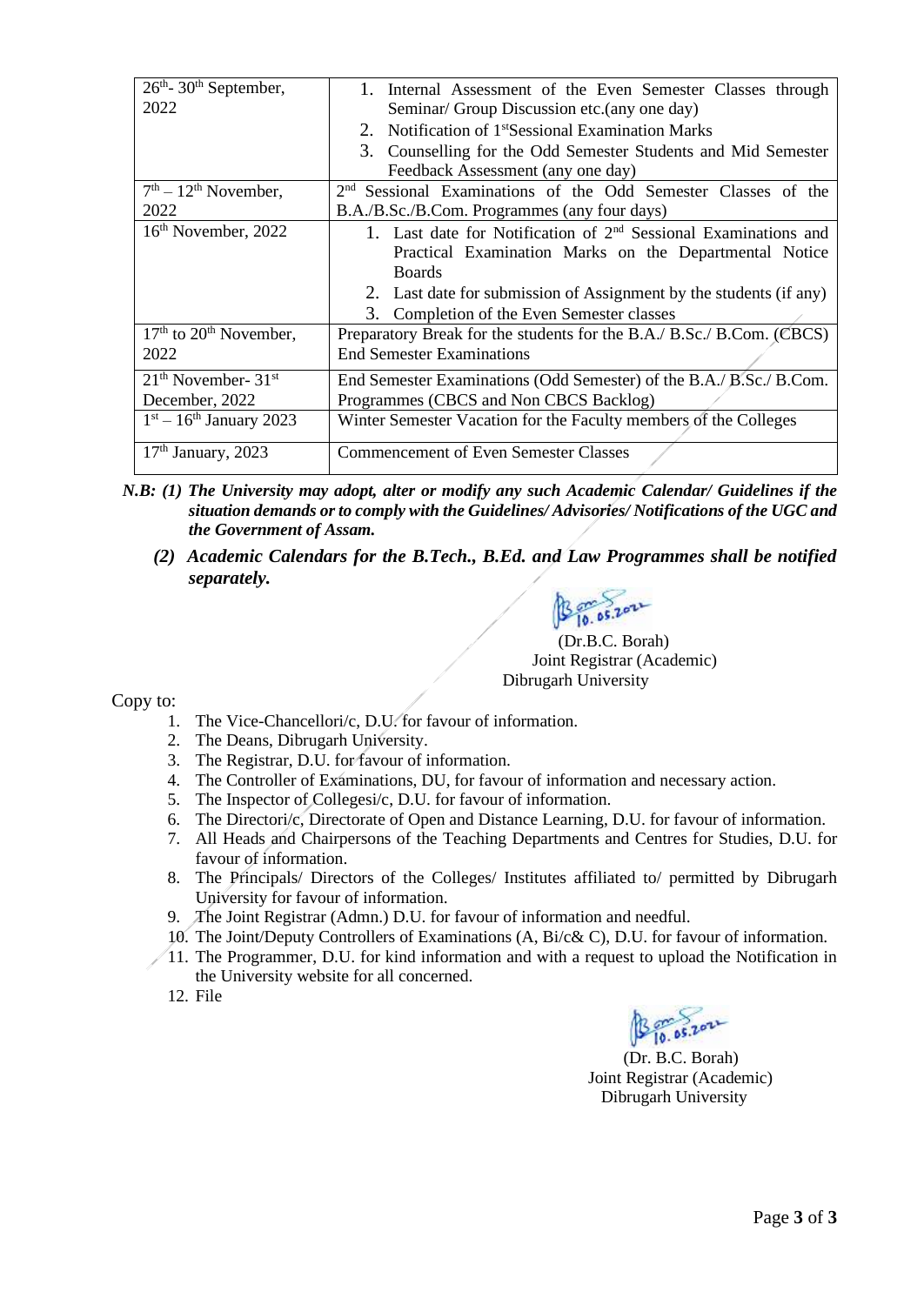| | |
|---|---|
| 26th- 30th September, 2022 | 1. Internal Assessment of the Even Semester Classes through Seminar/ Group Discussion etc.(any one day)<br>2. Notification of 1st Sessional Examination Marks<br>3. Counselling for the Odd Semester Students and Mid Semester Feedback Assessment (any one day) |
| 7th – 12th November, 2022 | 2nd Sessional Examinations of the Odd Semester Classes of the B.A./B.Sc./B.Com. Programmes (any four days) |
| 16th November, 2022 | 1. Last date for Notification of 2nd Sessional Examinations and Practical Examination Marks on the Departmental Notice Boards<br>2. Last date for submission of Assignment by the students (if any)<br>3. Completion of the Even Semester classes |
| 17th to 20th November, 2022 | Preparatory Break for the students for the B.A./ B.Sc./ B.Com. (CBCS) End Semester Examinations |
| 21th November- 31st December, 2022 | End Semester Examinations (Odd Semester) of the B.A./ B.Sc./ B.Com. Programmes (CBCS and Non CBCS Backlog) |
| 1st – 16th January 2023 | Winter Semester Vacation for the Faculty members of the Colleges |
| 17th January, 2023 | Commencement of Even Semester Classes |

***N.B: (1) The University may adopt, alter or modify any such Academic Calendar/ Guidelines if the situation demands or to comply with the Guidelines/ Advisories/ Notifications of the UGC and the Government of Assam.***

***(2) Academic Calendars for the B.Tech., B.Ed. and Law Programmes shall be notified separately.***

10.05.2022

(Dr.B.C. Borah)
Joint Registrar (Academic)
Dibrugarh University

Copy to:

1. The Vice-Chancellori/c, D.U. for favour of information.
2. The Deans, Dibrugarh University.
3. The Registrar, D.U. for favour of information.
4. The Controller of Examinations, DU, for favour of information and necessary action.
5. The Inspector of Collegesi/c, D.U. for favour of information.
6. The Directori/c, Directorate of Open and Distance Learning, D.U. for favour of information.
7. All Heads and Chairpersons of the Teaching Departments and Centres for Studies, D.U. for favour of information.
8. The Principals/ Directors of the Colleges/ Institutes affiliated to/ permitted by Dibrugarh University for favour of information.
9. The Joint Registrar (Admn.) D.U. for favour of information and needful.
10. The Joint/Deputy Controllers of Examinations (A, Bi/c& C), D.U. for favour of information.
11. The Programmer, D.U. for kind information and with a request to upload the Notification in the University website for all concerned.
12. File

10.05.2022

(Dr. B.C. Borah)
Joint Registrar (Academic)
Dibrugarh University